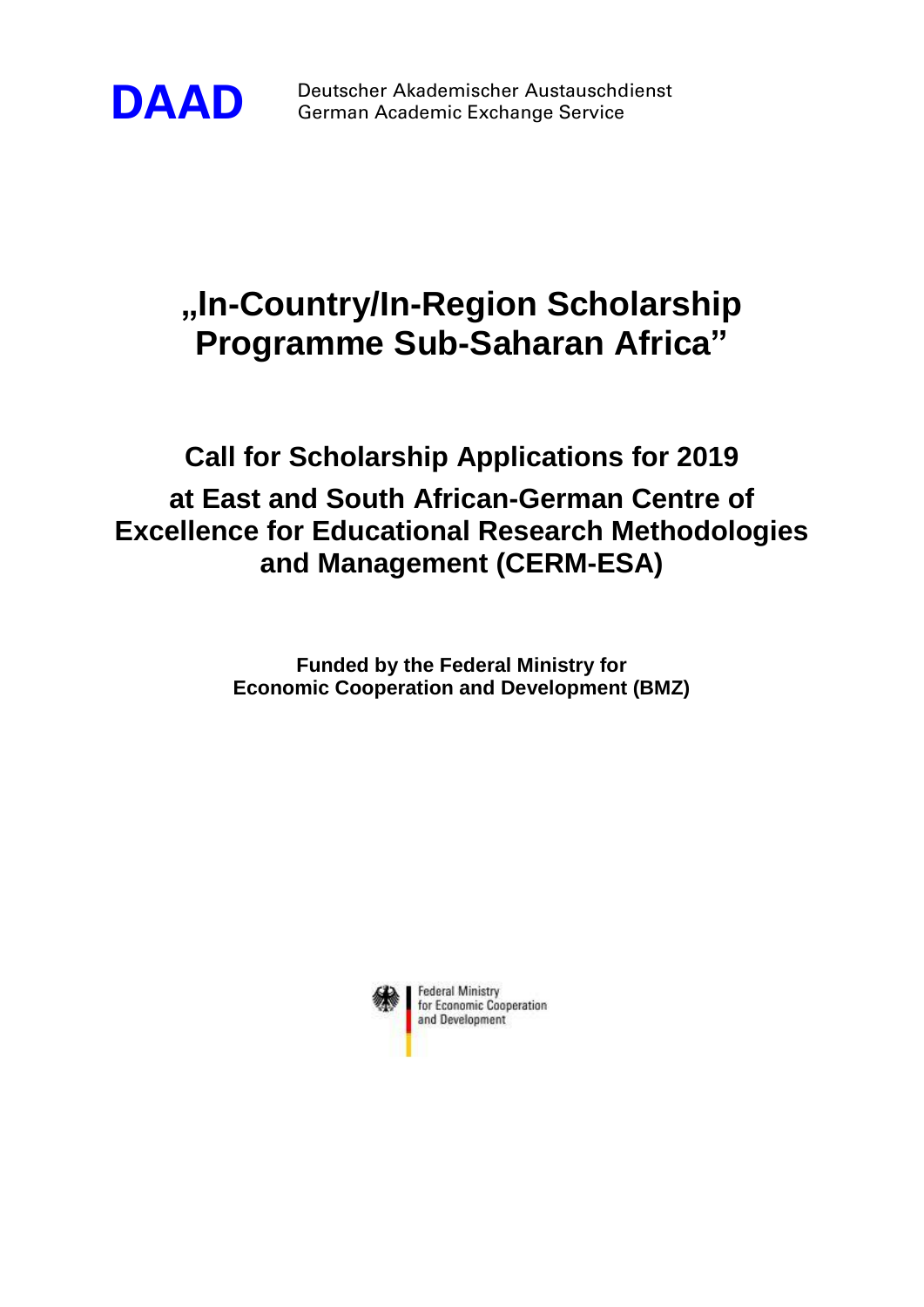**DAAD** Deutscher Akademischer Austauschdienst
German Academic Exchange Service

# „In-Country/In-Region Scholarship Programme Sub-Saharan Africa"

## Call for Scholarship Applications for 2019

## at East and South African-German Centre of Excellence for Educational Research Methodologies and Management (CERM-ESA)

**Funded by the Federal Ministry for Economic Cooperation and Development (BMZ)**

Federal Ministry
for Economic Cooperation
and Development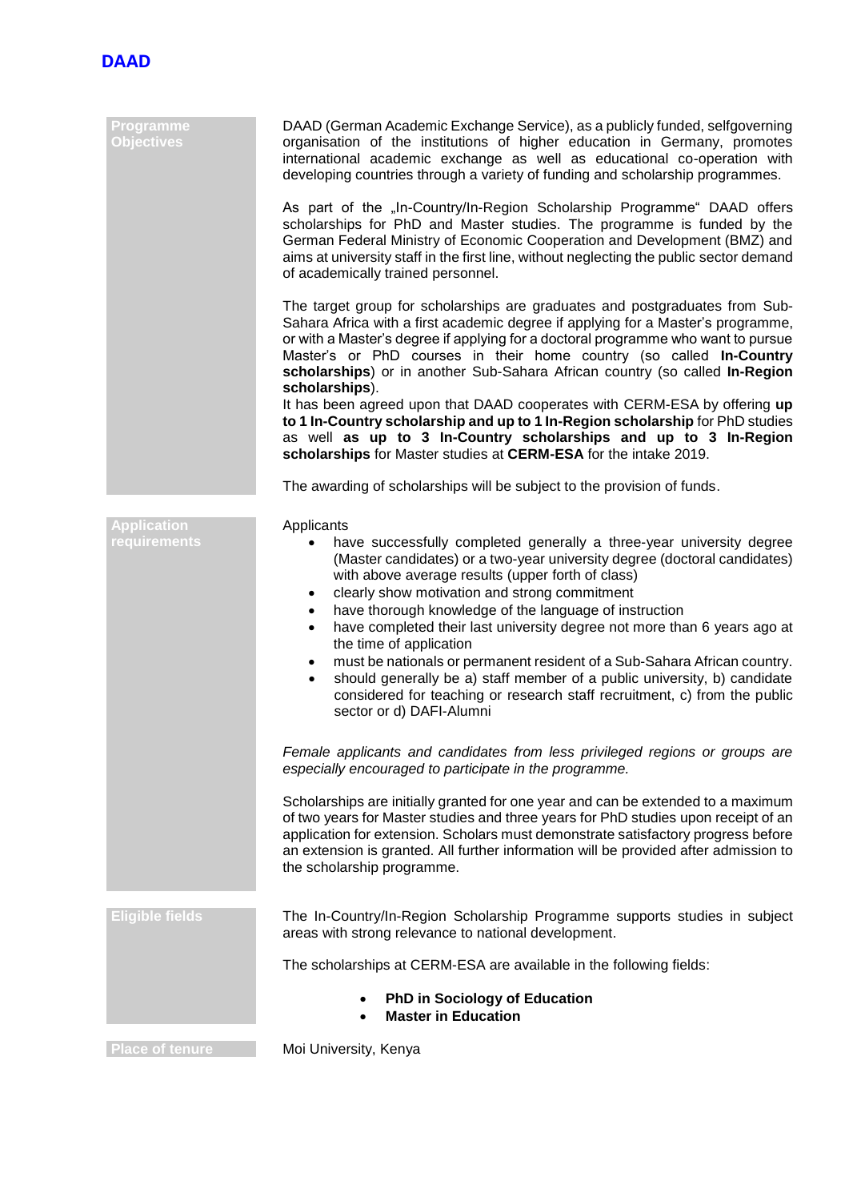**DAAD**

## Programme Objectives

DAAD (German Academic Exchange Service), as a publicly funded, selfgoverning organisation of the institutions of higher education in Germany, promotes international academic exchange as well as educational co-operation with developing countries through a variety of funding and scholarship programmes.

As part of the „In-Country/In-Region Scholarship Programme" DAAD offers scholarships for PhD and Master studies. The programme is funded by the German Federal Ministry of Economic Cooperation and Development (BMZ) and aims at university staff in the first line, without neglecting the public sector demand of academically trained personnel.

The target group for scholarships are graduates and postgraduates from Sub-Sahara Africa with a first academic degree if applying for a Master's programme, or with a Master's degree if applying for a doctoral programme who want to pursue Master's or PhD courses in their home country (so called **In-Country scholarships**) or in another Sub-Sahara African country (so called **In-Region scholarships**).
It has been agreed upon that DAAD cooperates with CERM-ESA by offering **up to 1 In-Country scholarship and up to 1 In-Region scholarship** for PhD studies as well **as up to 3 In-Country scholarships and up to 3 In-Region scholarships** for Master studies at **CERM-ESA** for the intake 2019.

The awarding of scholarships will be subject to the provision of funds.

## Application requirements

Applicants

- have successfully completed generally a three-year university degree (Master candidates) or a two-year university degree (doctoral candidates) with above average results (upper forth of class)
- clearly show motivation and strong commitment
- have thorough knowledge of the language of instruction
- have completed their last university degree not more than 6 years ago at the time of application
- must be nationals or permanent resident of a Sub-Sahara African country.
- should generally be a) staff member of a public university, b) candidate considered for teaching or research staff recruitment, c) from the public sector or d) DAFI-Alumni

*Female applicants and candidates from less privileged regions or groups are especially encouraged to participate in the programme.*

Scholarships are initially granted for one year and can be extended to a maximum of two years for Master studies and three years for PhD studies upon receipt of an application for extension. Scholars must demonstrate satisfactory progress before an extension is granted. All further information will be provided after admission to the scholarship programme.

## Eligible fields

The In-Country/In-Region Scholarship Programme supports studies in subject areas with strong relevance to national development.

The scholarships at CERM-ESA are available in the following fields:

- **PhD in Sociology of Education**
- **Master in Education**

## Place of tenure

Moi University, Kenya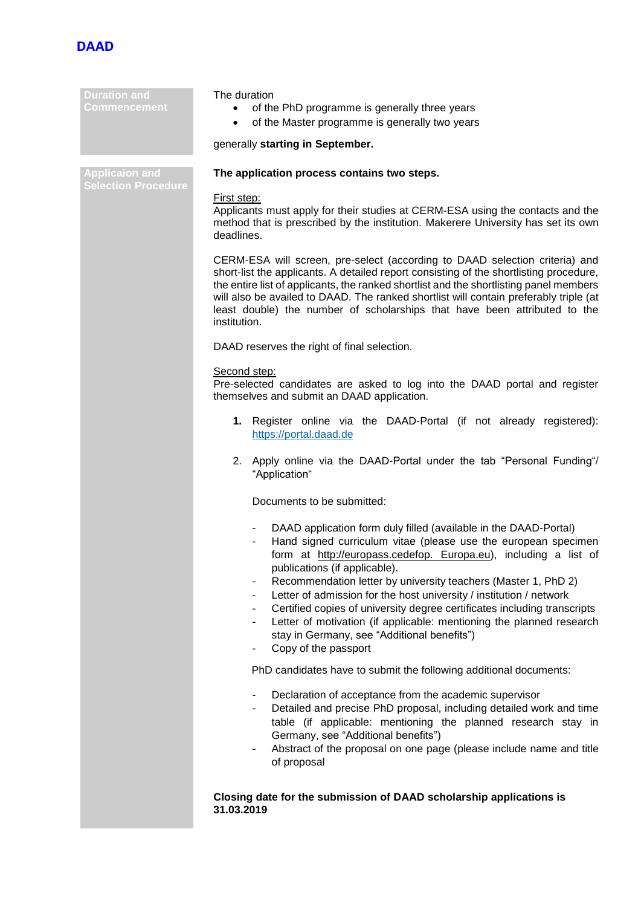**DAAD**

**Duration and Commencement**

The duration

- of the PhD programme is generally three years
- of the Master programme is generally two years

generally **starting in September.**

**Applicaion and Selection Procedure**

**The application process contains two steps.**

First step:
Applicants must apply for their studies at CERM-ESA using the contacts and the method that is prescribed by the institution. Makerere University has set its own deadlines.

CERM-ESA will screen, pre-select (according to DAAD selection criteria) and short-list the applicants. A detailed report consisting of the shortlisting procedure, the entire list of applicants, the ranked shortlist and the shortlisting panel members will also be availed to DAAD. The ranked shortlist will contain preferably triple (at least double) the number of scholarships that have been attributed to the institution.

DAAD reserves the right of final selection.

Second step:
Pre-selected candidates are asked to log into the DAAD portal and register themselves and submit an DAAD application.

1. Register online via the DAAD-Portal (if not already registered): https://portal.daad.de

2. Apply online via the DAAD-Portal under the tab "Personal Funding"/ "Application"

   Documents to be submitted:

   - DAAD application form duly filled (available in the DAAD-Portal)
   - Hand signed curriculum vitae (please use the european specimen form at http://europass.cedefop. Europa.eu), including a list of publications (if applicable).
   - Recommendation letter by university teachers (Master 1, PhD 2)
   - Letter of admission for the host university / institution / network
   - Certified copies of university degree certificates including transcripts
   - Letter of motivation (if applicable: mentioning the planned research stay in Germany, see "Additional benefits")
   - Copy of the passport

   PhD candidates have to submit the following additional documents:

   - Declaration of acceptance from the academic supervisor
   - Detailed and precise PhD proposal, including detailed work and time table (if applicable: mentioning the planned research stay in Germany, see "Additional benefits")
   - Abstract of the proposal on one page (please include name and title of proposal

**Closing date for the submission of DAAD scholarship applications is 31.03.2019**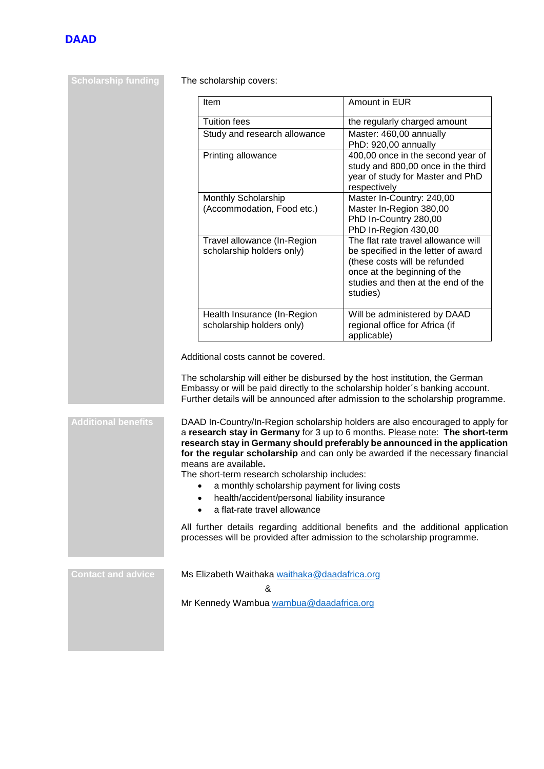**DAAD**

## Scholarship funding

The scholarship covers:

| Item | Amount in EUR |
|---|---|
| Tuition fees | the regularly charged amount |
| Study and research allowance | Master: 460,00 annually<br>PhD: 920,00 annually |
| Printing allowance | 400,00 once in the second year of study and 800,00 once in the third year of study for Master and PhD respectively |
| Monthly Scholarship (Accommodation, Food etc.) | Master In-Country: 240,00<br>Master In-Region 380,00<br>PhD In-Country 280,00<br>PhD In-Region 430,00 |
| Travel allowance (In-Region scholarship holders only) | The flat rate travel allowance will be specified in the letter of award (these costs will be refunded once at the beginning of the studies and then at the end of the studies) |
| Health Insurance (In-Region scholarship holders only) | Will be administered by DAAD regional office for Africa (if applicable) |

Additional costs cannot be covered.

The scholarship will either be disbursed by the host institution, the German Embassy or will be paid directly to the scholarship holder´s banking account. Further details will be announced after admission to the scholarship programme.

## Additional benefits

DAAD In-Country/In-Region scholarship holders are also encouraged to apply for a **research stay in Germany** for 3 up to 6 months. Please note: **The short-term research stay in Germany should preferably be announced in the application for the regular scholarship** and can only be awarded if the necessary financial means are available**.**

The short-term research scholarship includes:

- a monthly scholarship payment for living costs
- health/accident/personal liability insurance
- a flat-rate travel allowance

All further details regarding additional benefits and the additional application processes will be provided after admission to the scholarship programme.

## Contact and advice

Ms Elizabeth Waithaka waithaka@daadafrica.org

&

Mr Kennedy Wambua wambua@daadafrica.org